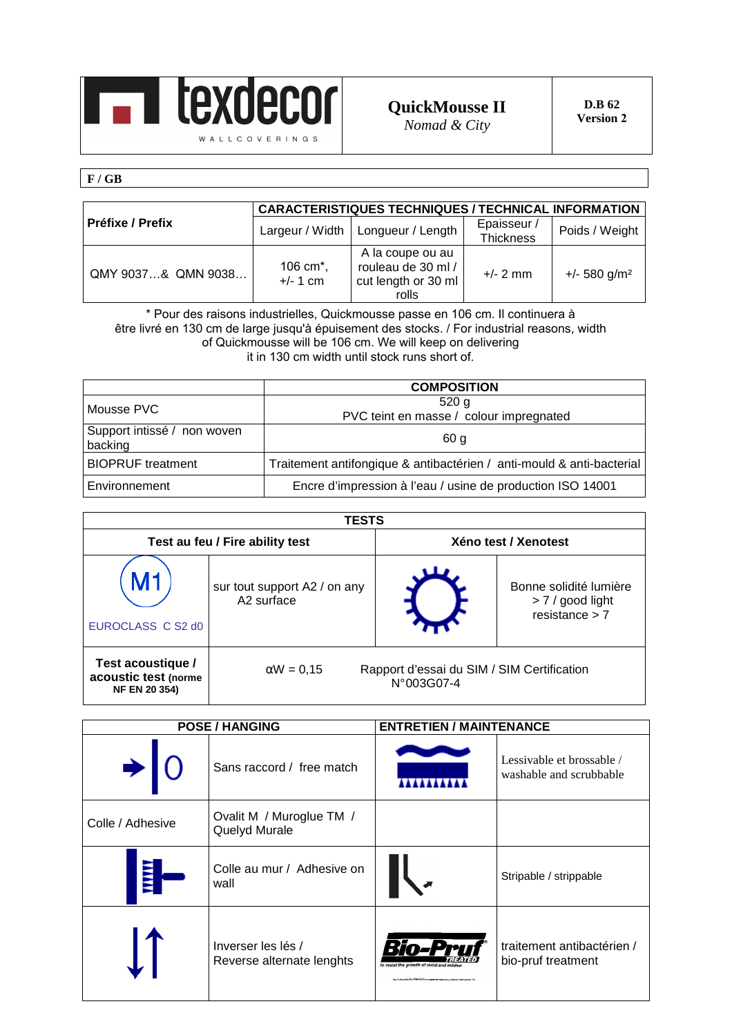| texdecor WALLCOVERINGS | **QuickMousse II** *Nomad & City* | **D.B 62 Version 2** |
|---|---|---|

**F / GB**

| Préfixe / Prefix | CARACTERISTIQUES TECHNIQUES / TECHNICAL INFORMATION | | | |
|---|---|---|---|---|
| | Largeur / Width | Longueur / Length | Epaisseur / Thickness | Poids / Weight |
| QMY 9037…& QMN 9038… | 106 cm*, +/- 1 cm | A la coupe ou au rouleau de 30 ml / cut length or 30 ml rolls | +/- 2 mm | +/- 580 g/m² |

\* Pour des raisons industrielles, Quickmousse passe en 106 cm. Il continuera à être livré en 130 cm de large jusqu'à épuisement des stocks. / For industrial reasons, width of Quickmousse will be 106 cm. We will keep on delivering it in 130 cm width until stock runs short of.

| | COMPOSITION |
|---|---|
| Mousse PVC | 520 g PVC teint en masse / colour impregnated |
| Support intissé / non woven backing | 60 g |
| BIOPRUF treatment | Traitement antifongique & antibactérien / anti-mould & anti-bacterial |
| Environnement | Encre d'impression à l'eau / usine de production ISO 14001 |

| TESTS | | | |
|---|---|---|---|
| **Test au feu / Fire ability test** | | **Xéno test / Xenotest** | |
| M1 EUROCLASS C S2 d0 | sur tout support A2 / on any A2 surface | | Bonne solidité lumière > 7 / good light resistance > 7 |
| **Test acoustique / acoustic test (norme NF EN 20 354)** | αW = 0,15 | Rapport d'essai du SIM / SIM Certification N°003G07-4 | |

| POSE / HANGING | | ENTRETIEN / MAINTENANCE | |
|---|---|---|---|
| →\|0 | Sans raccord / free match | | Lessivable et brossable / washable and scrubbable |
| Colle / Adhesive | Ovalit M / Muroglue TM / Quelyd Murale | | |
| | Colle au mur / Adhesive on wall | | Stripable / strippable |
| | Inverser les lés / Reverse alternate lenghts | Bio-Pruf TREATED | traitement antibactérien / bio-pruf treatment |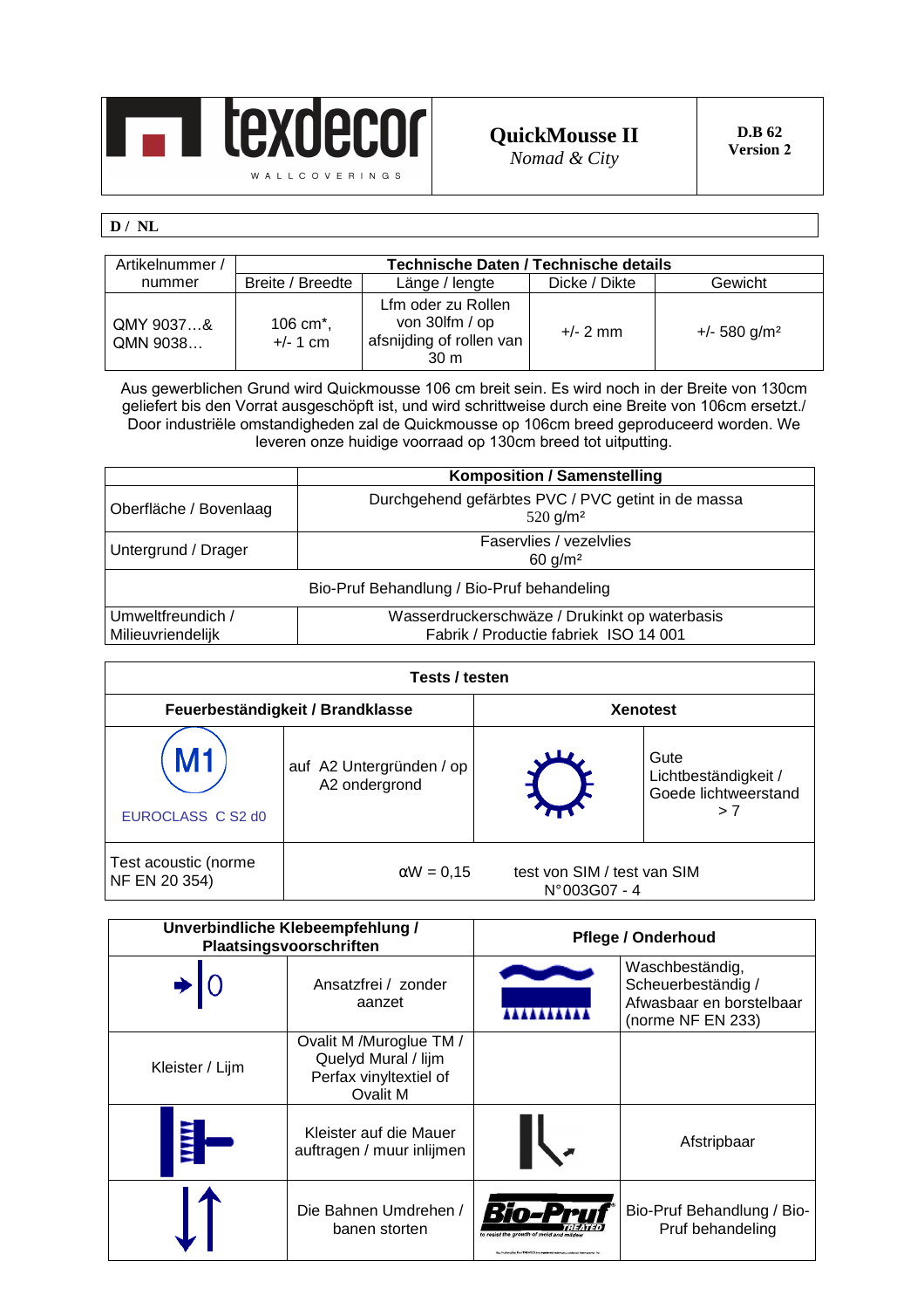| texdecor WALLCOVERINGS | **QuickMousse II** *Nomad & City* | **D.B 62 Version 2** |
|---|---|---|

**D / NL**

| Artikelnummer / nummer | Technische Daten / Technische details | | | |
|---|---|---|---|---|
| | Breite / Breedte | Länge / lengte | Dicke / Dikte | Gewicht |
| QMY 9037…& QMN 9038… | 106 cm*, +/- 1 cm | Lfm oder zu Rollen von 30lfm / op afsnijding of rollen van 30 m | +/- 2 mm | +/- 580 g/m² |

Aus gewerblichen Grund wird Quickmousse 106 cm breit sein. Es wird noch in der Breite von 130cm geliefert bis den Vorrat ausgeschöpft ist, und wird schrittweise durch eine Breite von 106cm ersetzt./ Door industriële omstandigheden zal de Quickmousse op 106cm breed geproduceerd worden. We leveren onze huidige voorraad op 130cm breed tot uitputting.

| | Komposition / Samenstelling |
|---|---|
| Oberfläche / Bovenlaag | Durchgehend gefärbtes PVC / PVC getint in de massa 520 g/m² |
| Untergrund / Drager | Faservlies / vezelvlies 60 g/m² |
| Bio-Pruf Behandlung / Bio-Pruf behandeling | |
| Umweltfreundich / Milieuvriendelijk | Wasserdruckerschwäze / Drukinkt op waterbasis Fabrik / Productie fabriek ISO 14 001 |

| Tests / testen | | | |
|---|---|---|---|
| Feuerbeständigkeit / Brandklasse | | Xenotest | |
| M1 EUROCLASS C S2 d0 | auf A2 Untergründen / op A2 ondergrond | | Gute Lichtbeständigkeit / Goede lichtweerstand > 7 |
| Test acoustic (norme NF EN 20 354) | αW = 0,15 | test von SIM / test van SIM N°003G07 - 4 | |

| Unverbindliche Klebeempfehlung / Plaatsingsvoorschriften | | Pflege / Onderhoud | |
|---|---|---|---|
| | Ansatzfrei / zonder aanzet | | Waschbeständig, Scheuerbeständig / Afwasbaar en borstelbaar (norme NF EN 233) |
| Kleister / Lijm | Ovalit M /Muroglue TM / Quelyd Mural / lijm Perfax vinyltextiel of Ovalit M | | |
| | Kleister auf die Mauer auftragen / muur inlijmen | | Afstripbaar |
| | Die Bahnen Umdrehen / banen storten | Bio-Pruf TREATED to resist the growth of mold and mildew | Bio-Pruf Behandlung / Bio-Pruf behandeling |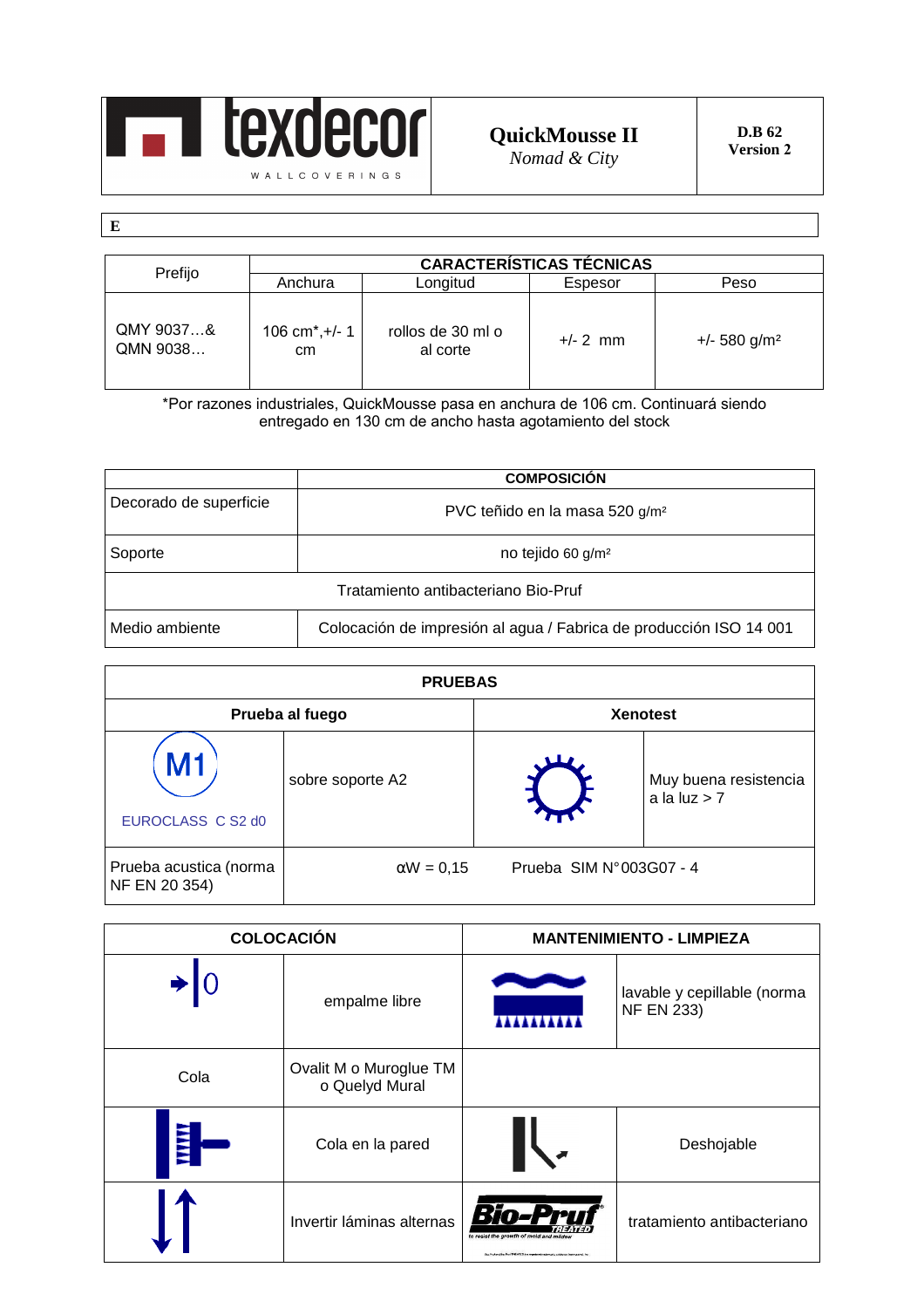| texdecor WALLCOVERINGS | **QuickMousse II** *Nomad & City* | **D.B 62 Version 2** |
|---|---|---|

**E**

| Prefijo | CARACTERÍSTICAS TÉCNICAS | | | |
|---|---|---|---|---|
| | Anchura | Longitud | Espesor | Peso |
| QMY 9037…& QMN 9038… | 106 cm*,+/- 1 cm | rollos de 30 ml o al corte | +/- 2 mm | +/- 580 g/m² |

*Por razones industriales, QuickMousse pasa en anchura de 106 cm. Continuará siendo entregado en 130 cm de ancho hasta agotamiento del stock

| | COMPOSICIÓN |
|---|---|
| Decorado de superficie | PVC teñido en la masa 520 g/m² |
| Soporte | no tejido 60 g/m² |
| Tratamiento antibacteriano Bio-Pruf | |
| Medio ambiente | Colocación de impresión al agua / Fabrica de producción ISO 14 001 |

| PRUEBAS | | | |
|---|---|---|---|
| **Prueba al fuego** | | **Xenotest** | |
| M1 EUROCLASS C S2 d0 | sobre soporte A2 | | Muy buena resistencia a la luz > 7 |
| Prueba acustica (norma NF EN 20 354) | αW = 0,15 | Prueba SIM N° 003G07 - 4 | |

| COLOCACIÓN | | MANTENIMIENTO - LIMPIEZA | |
|---|---|---|---|
| | empalme libre | | lavable y cepillable (norma NF EN 233) |
| Cola | Ovalit M o Muroglue TM o Quelyd Mural | | |
| | Cola en la pared | | Deshojable |
| | Invertir láminas alternas | Bio-Pruf TREATED | tratamiento antibacteriano |